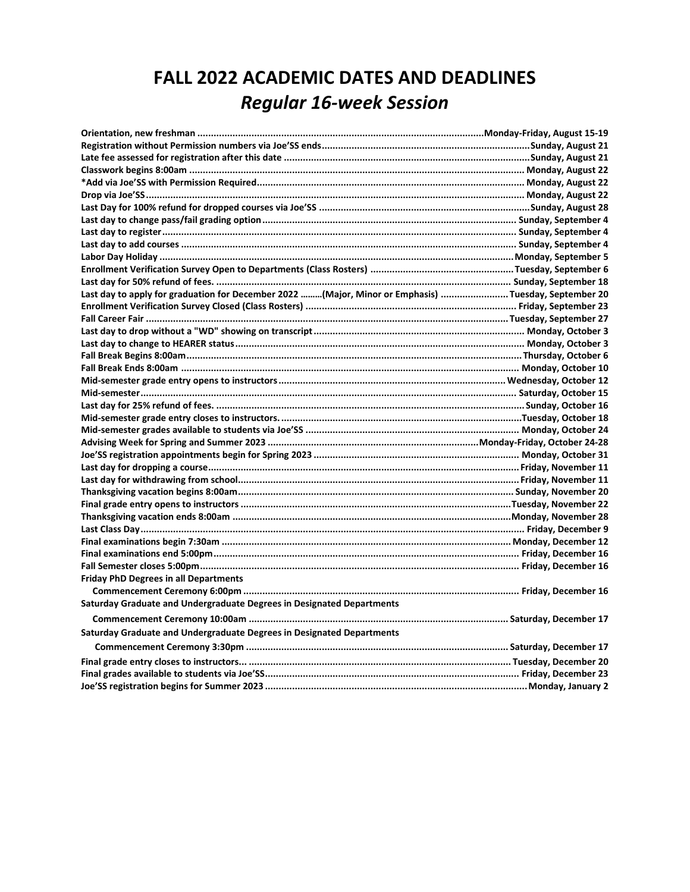# FALL 2022 ACADEMIC DATES AND DEADLINES

## *Regular 16-week Session*

| Event | Date |
|---|---|
| **Orientation, new freshman** | **Monday-Friday, August 15-19** |
| **Registration without Permission numbers via Joe'SS ends** | **Sunday, August 21** |
| **Late fee assessed for registration after this date** | **Sunday, August 21** |
| **Classwork begins 8:00am** | **Monday, August 22** |
| **\*Add via Joe'SS with Permission Required** | **Monday, August 22** |
| **Drop via Joe'SS** | **Monday, August 22** |
| **Last Day for 100% refund for dropped courses via Joe'SS** | **Sunday, August 28** |
| **Last day to change pass/fail grading option** | **Sunday, September 4** |
| **Last day to register** | **Sunday, September 4** |
| **Last day to add courses** | **Sunday, September 4** |
| **Labor Day Holiday** | **Monday, September 5** |
| **Enrollment Verification Survey Open to Departments (Class Rosters)** | **Tuesday, September 6** |
| **Last day for 50% refund of fees.** | **Sunday, September 18** |
| **Last day to apply for graduation for December 2022 ………(Major, Minor or Emphasis)** | **Tuesday, September 20** |
| **Enrollment Verification Survey Closed (Class Rosters)** | **Friday, September 23** |
| **Fall Career Fair** | **Tuesday, September 27** |
| **Last day to drop without a "WD" showing on transcript** | **Monday, October 3** |
| **Last day to change to HEARER status** | **Monday, October 3** |
| **Fall Break Begins 8:00am** | **Thursday, October 6** |
| **Fall Break Ends 8:00am** | **Monday, October 10** |
| **Mid-semester grade entry opens to instructors** | **Wednesday, October 12** |
| **Mid-semester** | **Saturday, October 15** |
| **Last day for 25% refund of fees.** | **Sunday, October 16** |
| **Mid-semester grade entry closes to instructors.** | **Tuesday, October 18** |
| **Mid-semester grades available to students via Joe'SS** | **Monday, October 24** |
| **Advising Week for Spring and Summer 2023** | **Monday-Friday, October 24-28** |
| **Joe'SS registration appointments begin for Spring 2023** | **Monday, October 31** |
| **Last day for dropping a course** | **Friday, November 11** |
| **Last day for withdrawing from school** | **Friday, November 11** |
| **Thanksgiving vacation begins 8:00am** | **Sunday, November 20** |
| **Final grade entry opens to instructors** | **Tuesday, November 22** |
| **Thanksgiving vacation ends 8:00am** | **Monday, November 28** |
| **Last Class Day** | **Friday, December 9** |
| **Final examinations begin 7:30am** | **Monday, December 12** |
| **Final examinations end 5:00pm** | **Friday, December 16** |
| **Fall Semester closes 5:00pm** | **Friday, December 16** |
| **Friday PhD Degrees in all Departments Commencement Ceremony 6:00pm** | **Friday, December 16** |
| **Saturday Graduate and Undergraduate Degrees in Designated Departments Commencement Ceremony 10:00am** | **Saturday, December 17** |
| **Saturday Graduate and Undergraduate Degrees in Designated Departments Commencement Ceremony 3:30pm** | **Saturday, December 17** |
| **Final grade entry closes to instructors...** | **Tuesday, December 20** |
| **Final grades available to students via Joe'SS** | **Friday, December 23** |
| **Joe'SS registration begins for Summer 2023** | **Monday, January 2** |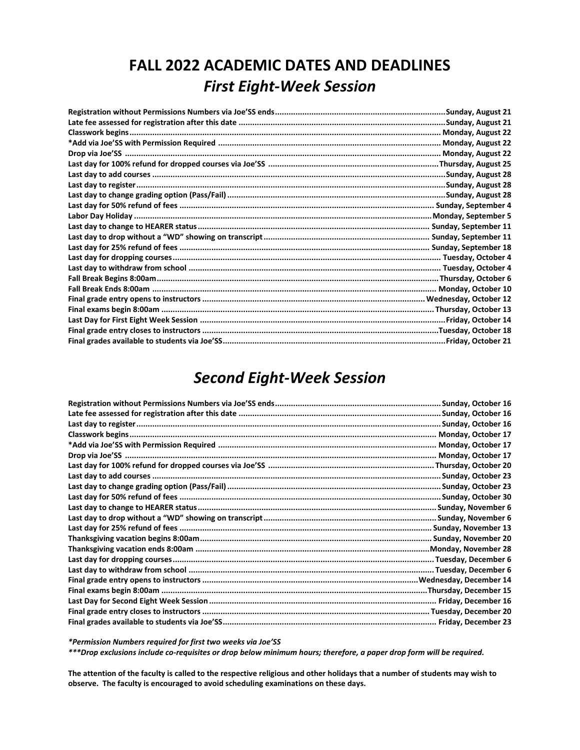# FALL 2022 ACADEMIC DATES AND DEADLINES

## *First Eight-Week Session*

| | |
|---|---|
| **Registration without Permissions Numbers via Joe'SS ends** | **Sunday, August 21** |
| **Late fee assessed for registration after this date** | **Sunday, August 21** |
| **Classwork begins** | **Monday, August 22** |
| ***Add via Joe'SS with Permission Required** | **Monday, August 22** |
| **Drop via Joe'SS** | **Monday, August 22** |
| **Last day for 100% refund for dropped courses via Joe'SS** | **Thursday, August 25** |
| **Last day to add courses** | **Sunday, August 28** |
| **Last day to register** | **Sunday, August 28** |
| **Last day to change grading option (Pass/Fail)** | **Sunday, August 28** |
| **Last day for 50% refund of fees** | **Sunday, September 4** |
| **Labor Day Holiday** | **Monday, September 5** |
| **Last day to change to HEARER status** | **Sunday, September 11** |
| **Last day to drop without a "WD" showing on transcript** | **Sunday, September 11** |
| **Last day for 25% refund of fees** | **Sunday, September 18** |
| **Last day for dropping courses** | **Tuesday, October 4** |
| **Last day to withdraw from school** | **Tuesday, October 4** |
| **Fall Break Begins 8:00am** | **Thursday, October 6** |
| **Fall Break Ends 8:00am** | **Monday, October 10** |
| **Final grade entry opens to instructors** | **Wednesday, October 12** |
| **Final exams begin 8:00am** | **Thursday, October 13** |
| **Last Day for First Eight Week Session** | **Friday, October 14** |
| **Final grade entry closes to instructors** | **Tuesday, October 18** |
| **Final grades available to students via Joe'SS** | **Friday, October 21** |

## *Second Eight-Week Session*

| | |
|---|---|
| **Registration without Permissions Numbers via Joe'SS ends** | **Sunday, October 16** |
| **Late fee assessed for registration after this date** | **Sunday, October 16** |
| **Last day to register** | **Sunday, October 16** |
| **Classwork begins** | **Monday, October 17** |
| ***Add via Joe'SS with Permission Required** | **Monday, October 17** |
| **Drop via Joe'SS** | **Monday, October 17** |
| **Last day for 100% refund for dropped courses via Joe'SS** | **Thursday, October 20** |
| **Last day to add courses** | **Sunday, October 23** |
| **Last day to change grading option (Pass/Fail)** | **Sunday, October 23** |
| **Last day for 50% refund of fees** | **Sunday, October 30** |
| **Last day to change to HEARER status** | **Sunday, November 6** |
| **Last day to drop without a "WD" showing on transcript** | **Sunday, November 6** |
| **Last day for 25% refund of fees** | **Sunday, November 13** |
| **Thanksgiving vacation begins 8:00am** | **Sunday, November 20** |
| **Thanksgiving vacation ends 8:00am** | **Monday, November 28** |
| **Last day for dropping courses** | **Tuesday, December 6** |
| **Last day to withdraw from school** | **Tuesday, December 6** |
| **Final grade entry opens to instructors** | **Wednesday, December 14** |
| **Final exams begin 8:00am** | **Thursday, December 15** |
| **Last Day for Second Eight Week Session** | **Friday, December 16** |
| **Final grade entry closes to instructors** | **Tuesday, December 20** |
| **Final grades available to students via Joe'SS** | **Friday, December 23** |

***Permission Numbers required for first two weeks via Joe'SS***

*****Drop exclusions include co-requisites or drop below minimum hours; therefore, a paper drop form will be required.***

**The attention of the faculty is called to the respective religious and other holidays that a number of students may wish to observe. The faculty is encouraged to avoid scheduling examinations on these days.**